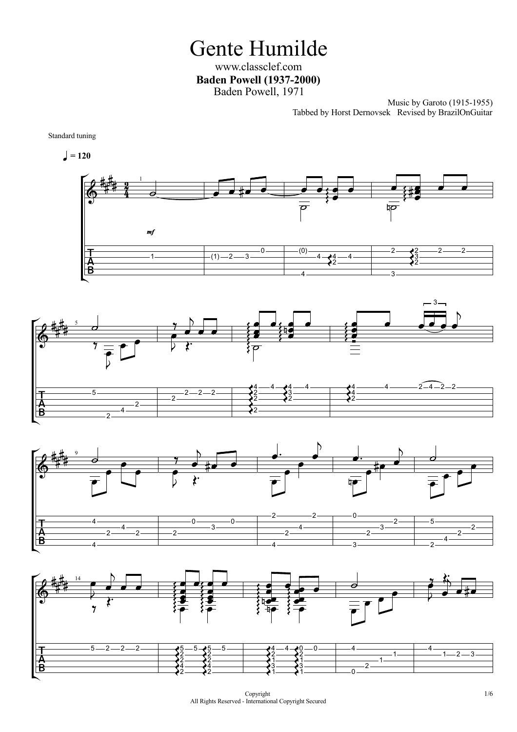# Gente Humilde

www.classclef.com

**Baden Powell (1937-2000)**

Baden Powell, 1971

Music by Garoto (1915-1955)

Tabbed by Horst Dernovsek   Revised by BrazilOnGuitar

Standard tuning

♩ = 120

Copyright

All Rights Reserved - International Copyright Secured